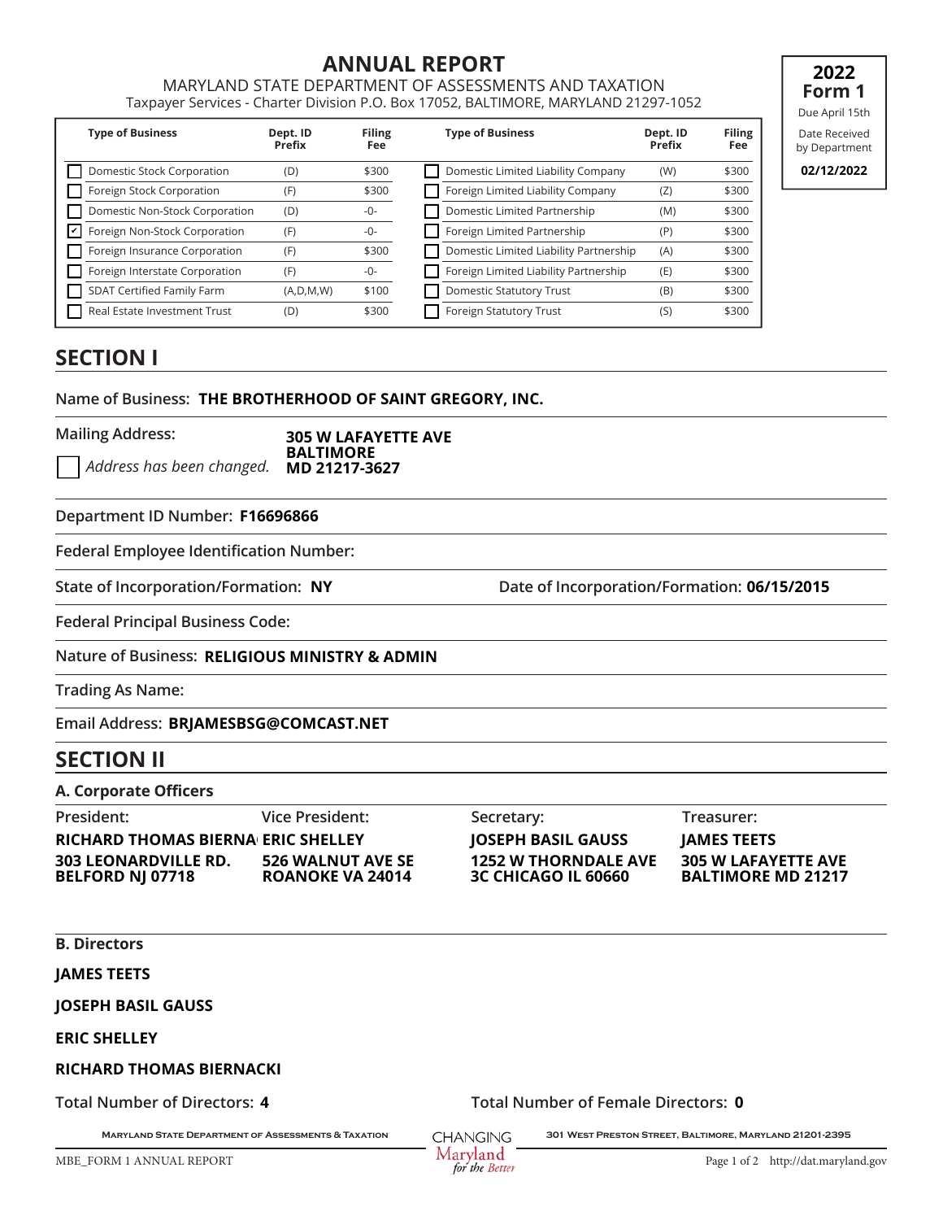# ANNUAL REPORT

MARYLAND STATE DEPARTMENT OF ASSESSMENTS AND TAXATION
Taxpayer Services - Charter Division P.O. Box 17052, BALTIMORE, MARYLAND 21297-1052

**2022 Form 1**
Due April 15th
Date Received by Department
**02/12/2022**

| Type of Business | Dept. ID Prefix | Filing Fee | Type of Business | Dept. ID Prefix | Filing Fee |
|---|---|---|---|---|---|
| ☐ Domestic Stock Corporation | (D) | $300 | ☐ Domestic Limited Liability Company | (W) | $300 |
| ☐ Foreign Stock Corporation | (F) | $300 | ☐ Foreign Limited Liability Company | (Z) | $300 |
| ☐ Domestic Non-Stock Corporation | (D) | -0- | ☐ Domestic Limited Partnership | (M) | $300 |
| ☑ Foreign Non-Stock Corporation | (F) | -0- | ☐ Foreign Limited Partnership | (P) | $300 |
| ☐ Foreign Insurance Corporation | (F) | $300 | ☐ Domestic Limited Liability Partnership | (A) | $300 |
| ☐ Foreign Interstate Corporation | (F) | -0- | ☐ Foreign Limited Liability Partnership | (E) | $300 |
| ☐ SDAT Certified Family Farm | (A,D,M,W) | $100 | ☐ Domestic Statutory Trust | (B) | $300 |
| ☐ Real Estate Investment Trust | (D) | $300 | ☐ Foreign Statutory Trust | (S) | $300 |

## SECTION I

Name of Business: **THE BROTHERHOOD OF SAINT GREGORY, INC.**

Mailing Address: **305 W LAFAYETTE AVE BALTIMORE MD 21217-3627**

☐ *Address has been changed.*

Department ID Number: **F16696866**

Federal Employee Identification Number:

State of Incorporation/Formation: **NY**

Date of Incorporation/Formation: **06/15/2015**

Federal Principal Business Code:

Nature of Business: **RELIGIOUS MINISTRY & ADMIN**

Trading As Name:

Email Address: **BRJAMESBSG@COMCAST.NET**

## SECTION II

### A. Corporate Officers

| President: | Vice President: | Secretary: | Treasurer: |
|---|---|---|---|
| **RICHARD THOMAS BIERNA** | **ERIC SHELLEY** | **JOSEPH BASIL GAUSS** | **JAMES TEETS** |
| **303 LEONARDVILLE RD. BELFORD NJ 07718** | **526 WALNUT AVE SE ROANOKE VA 24014** | **1252 W THORNDALE AVE 3C CHICAGO IL 60660** | **305 W LAFAYETTE AVE BALTIMORE MD 21217** |

### B. Directors

**JAMES TEETS**

**JOSEPH BASIL GAUSS**

**ERIC SHELLEY**

**RICHARD THOMAS BIERNACKI**

Total Number of Directors: **4**

Total Number of Female Directors: **0**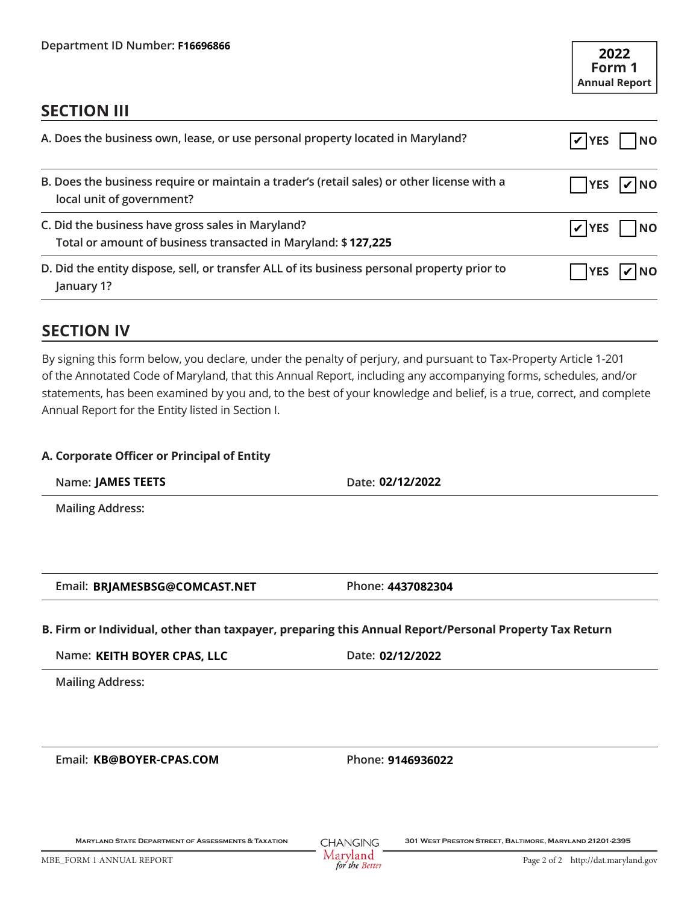Department ID Number: **F16696866**

**2022**
**Form 1**
**Annual Report**

## SECTION III

| Question | YES | NO |
|---|---|---|
| A. Does the business own, lease, or use personal property located in Maryland? | ☑ | ☐ |
| B. Does the business require or maintain a trader's (retail sales) or other license with a local unit of government? | ☐ | ☑ |
| C. Did the business have gross sales in Maryland? Total or amount of business transacted in Maryland: $ **127,225** | ☑ | ☐ |
| D. Did the entity dispose, sell, or transfer ALL of its business personal property prior to January 1? | ☐ | ☑ |

## SECTION IV

By signing this form below, you declare, under the penalty of perjury, and pursuant to Tax-Property Article 1-201 of the Annotated Code of Maryland, that this Annual Report, including any accompanying forms, schedules, and/or statements, has been examined by you and, to the best of your knowledge and belief, is a true, correct, and complete Annual Report for the Entity listed in Section I.

**A. Corporate Officer or Principal of Entity**

Name: **JAMES TEETS** Date: **02/12/2022**

Mailing Address:

Email: **BRJAMESBSG@COMCAST.NET** Phone: **4437082304**

**B. Firm or Individual, other than taxpayer, preparing this Annual Report/Personal Property Tax Return**

Name: **KEITH BOYER CPAS, LLC** Date: **02/12/2022**

Mailing Address:

Email: **KB@BOYER-CPAS.COM** Phone: **9146936022**

MARYLAND STATE DEPARTMENT OF ASSESSMENTS & TAXATION — 301 WEST PRESTON STREET, BALTIMORE, MARYLAND 21201-2395

MBE_FORM 1 ANNUAL REPORT — http://dat.maryland.gov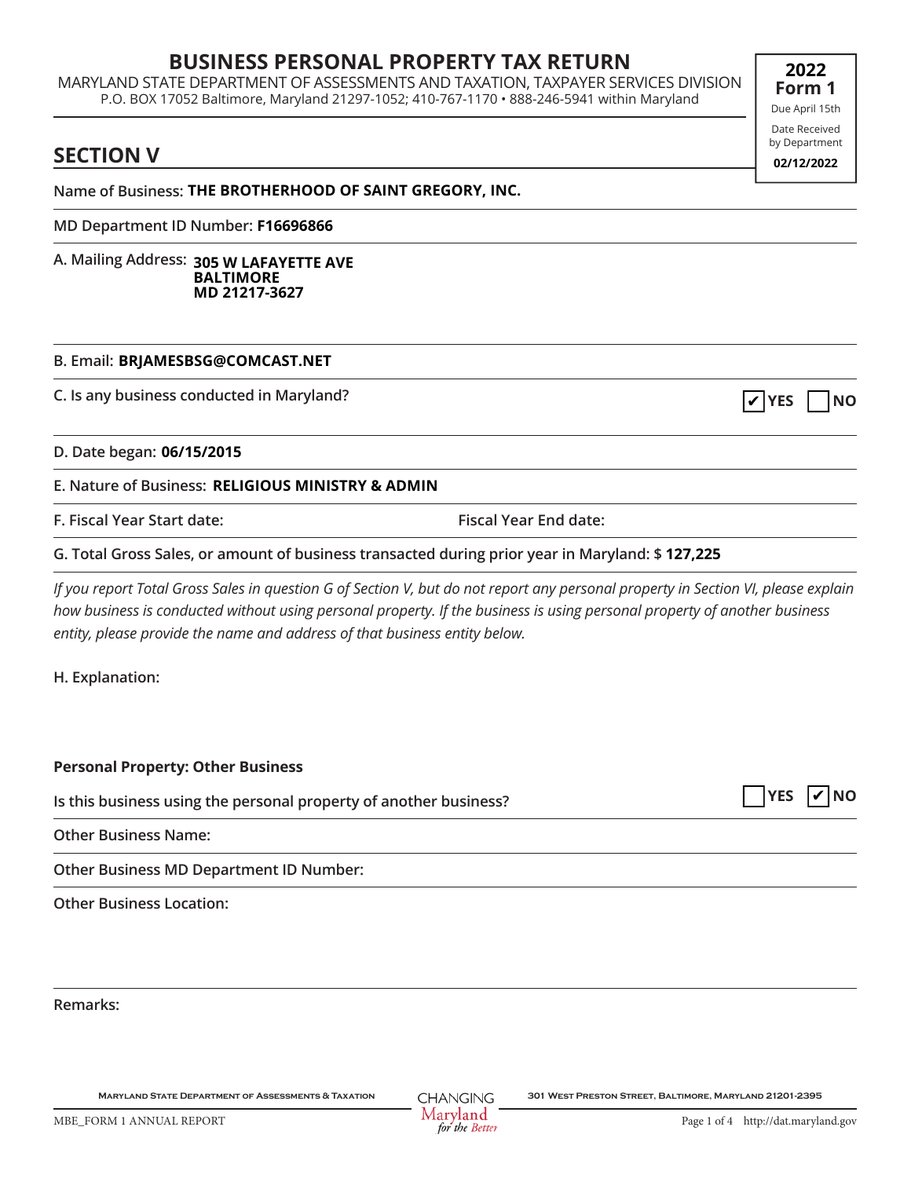# BUSINESS PERSONAL PROPERTY TAX RETURN

MARYLAND STATE DEPARTMENT OF ASSESSMENTS AND TAXATION, TAXPAYER SERVICES DIVISION
P.O. BOX 17052 Baltimore, Maryland 21297-1052; 410-767-1170 • 888-246-5941 within Maryland

**2022 Form 1**
Due April 15th
Date Received by Department
**02/12/2022**

## SECTION V

Name of Business: **THE BROTHERHOOD OF SAINT GREGORY, INC.**

MD Department ID Number: **F16696866**

A. Mailing Address: **305 W LAFAYETTE AVE**
**BALTIMORE**
**MD 21217-3627**

B. Email: **BRJAMESBSG@COMCAST.NET**

C. Is any business conducted in Maryland? ☑ YES ☐ NO

D. Date began: **06/15/2015**

E. Nature of Business: **RELIGIOUS MINISTRY & ADMIN**

F. Fiscal Year Start date: Fiscal Year End date:

G. Total Gross Sales, or amount of business transacted during prior year in Maryland: $ **127,225**

*If you report Total Gross Sales in question G of Section V, but do not report any personal property in Section VI, please explain how business is conducted without using personal property. If the business is using personal property of another business entity, please provide the name and address of that business entity below.*

H. Explanation:

**Personal Property: Other Business**

Is this business using the personal property of another business? ☐ YES ☑ NO

Other Business Name:

Other Business MD Department ID Number:

Other Business Location:

Remarks: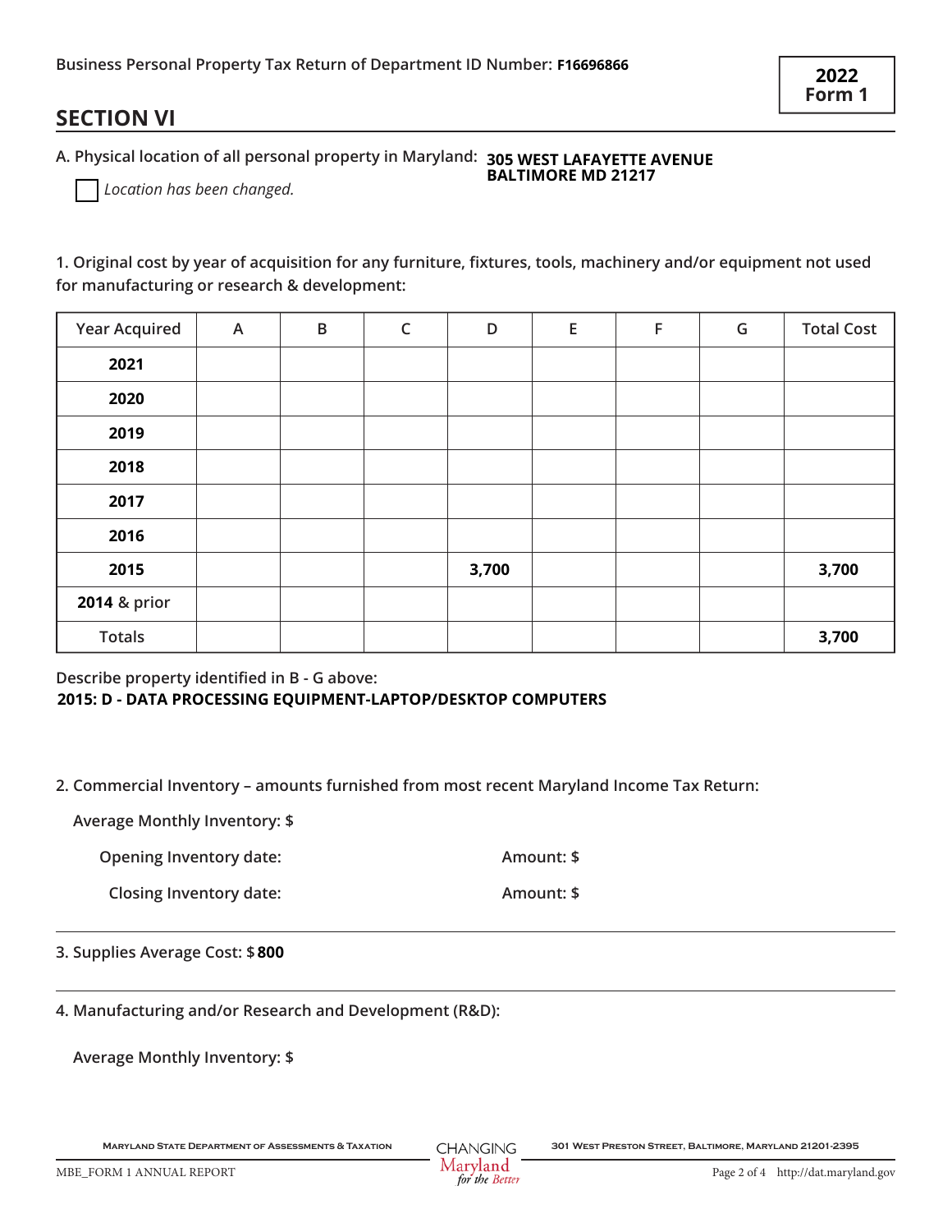Business Personal Property Tax Return of Department ID Number: **F16696866**

**2022 Form 1**

## SECTION VI

A. Physical location of all personal property in Maryland: **305 WEST LAFAYETTE AVENUE BALTIMORE MD 21217**

☐ *Location has been changed.*

1. Original cost by year of acquisition for any furniture, fixtures, tools, machinery and/or equipment not used for manufacturing or research & development:

| Year Acquired | A | B | C | D | E | F | G | Total Cost |
|---|---|---|---|---|---|---|---|---|
| **2021** | | | | | | | | |
| **2020** | | | | | | | | |
| **2019** | | | | | | | | |
| **2018** | | | | | | | | |
| **2017** | | | | | | | | |
| **2016** | | | | | | | | |
| **2015** | | | | **3,700** | | | | **3,700** |
| **2014** & prior | | | | | | | | |
| Totals | | | | | | | | **3,700** |

Describe property identified in B - G above:
**2015: D - DATA PROCESSING EQUIPMENT-LAPTOP/DESKTOP COMPUTERS**

2. Commercial Inventory – amounts furnished from most recent Maryland Income Tax Return:

Average Monthly Inventory: $

Opening Inventory date: Amount: $

Closing Inventory date: Amount: $

3. Supplies Average Cost: $ **800**

4. Manufacturing and/or Research and Development (R&D):

Average Monthly Inventory: $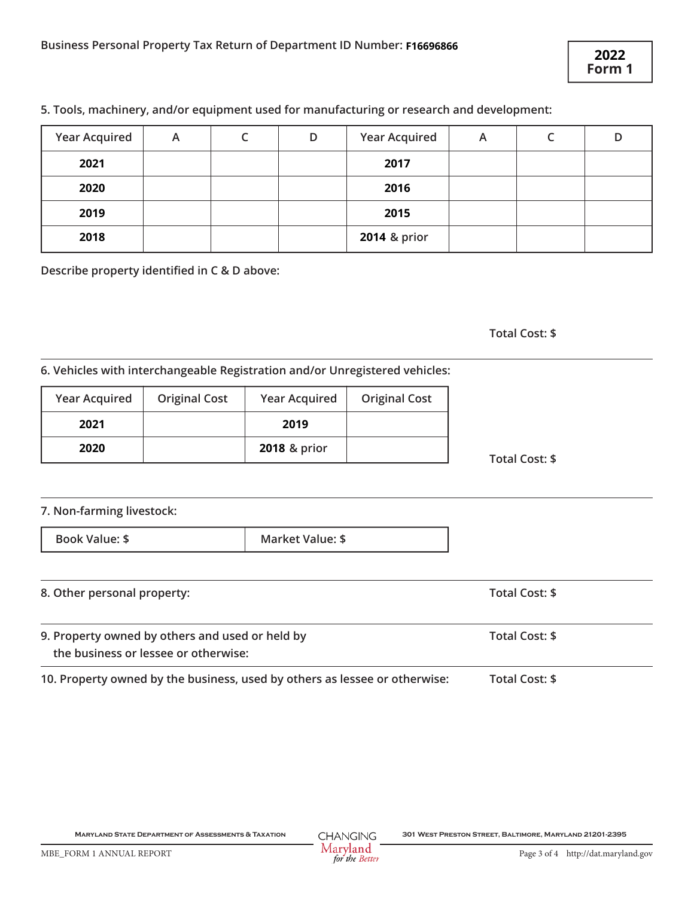Business Personal Property Tax Return of Department ID Number: **F16696866**

**2022 Form 1**

5. Tools, machinery, and/or equipment used for manufacturing or research and development:

| Year Acquired | A | C | D | Year Acquired | A | C | D |
|---|---|---|---|---|---|---|---|
| **2021** | | | | **2017** | | | |
| **2020** | | | | **2016** | | | |
| **2019** | | | | **2015** | | | |
| **2018** | | | | **2014** & prior | | | |

Describe property identified in C & D above:

Total Cost: $

6. Vehicles with interchangeable Registration and/or Unregistered vehicles:

| Year Acquired | Original Cost | Year Acquired | Original Cost |
|---|---|---|---|
| **2021** | | **2019** | |
| **2020** | | **2018** & prior | |

Total Cost: $

7. Non-farming livestock:

| Book Value: $ | Market Value: $ |
|---|---|

8. Other personal property: Total Cost: $

9. Property owned by others and used or held by the business or lessee or otherwise: Total Cost: $

10. Property owned by the business, used by others as lessee or otherwise: Total Cost: $

Maryland State Department of Assessments & Taxation — 301 West Preston Street, Baltimore, Maryland 21201-2395

MBE_FORM 1 ANNUAL REPORT — http://dat.maryland.gov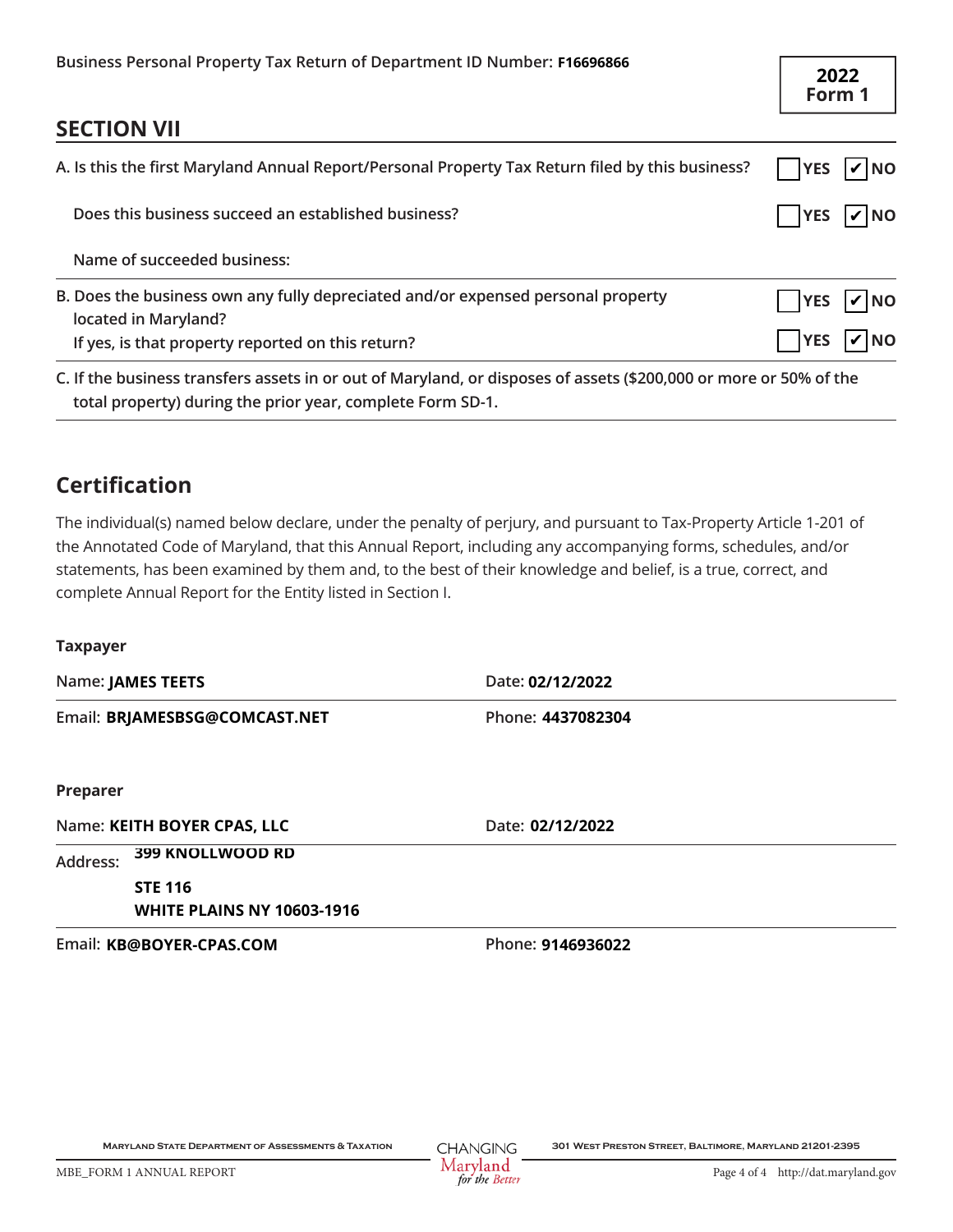Business Personal Property Tax Return of Department ID Number: **F16696866**

**2022 Form 1**

## SECTION VII

A. Is this the first Maryland Annual Report/Personal Property Tax Return filed by this business? ☐ YES ☑ NO

Does this business succeed an established business? ☐ YES ☑ NO

Name of succeeded business:

B. Does the business own any fully depreciated and/or expensed personal property located in Maryland? ☐ YES ☑ NO

If yes, is that property reported on this return? ☐ YES ☑ NO

C. If the business transfers assets in or out of Maryland, or disposes of assets ($200,000 or more or 50% of the total property) during the prior year, complete Form SD-1.

## Certification

The individual(s) named below declare, under the penalty of perjury, and pursuant to Tax-Property Article 1-201 of the Annotated Code of Maryland, that this Annual Report, including any accompanying forms, schedules, and/or statements, has been examined by them and, to the best of their knowledge and belief, is a true, correct, and complete Annual Report for the Entity listed in Section I.

**Taxpayer**

Name: **JAMES TEETS** Date: **02/12/2022**

Email: **BRJAMESBSG@COMCAST.NET** Phone: **4437082304**

**Preparer**

Name: **KEITH BOYER CPAS, LLC** Date: **02/12/2022**

Address: **399 KNOLLWOOD RD**
**STE 116**
**WHITE PLAINS NY 10603-1916**

Email: **KB@BOYER-CPAS.COM** Phone: **9146936022**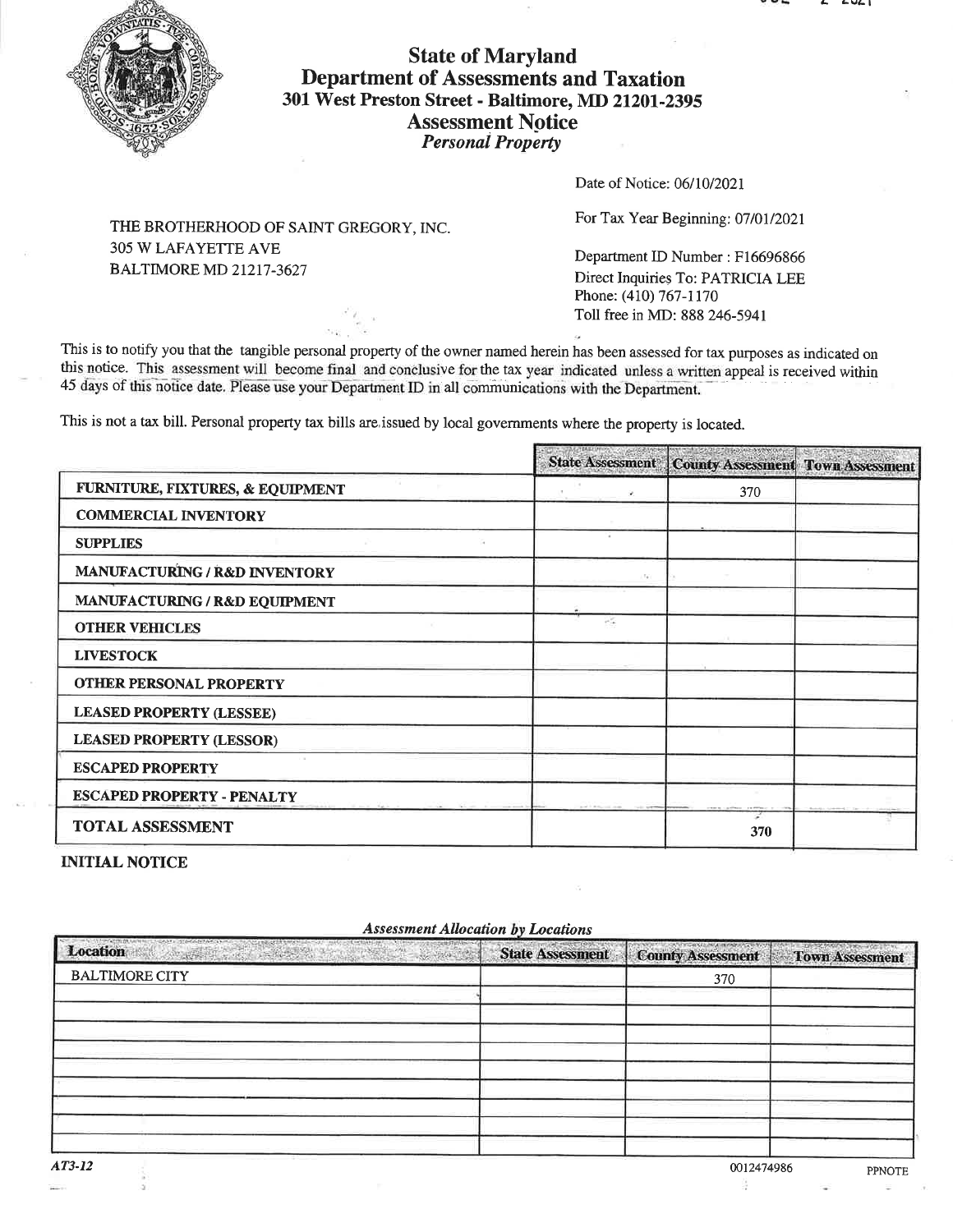# State of Maryland
## Department of Assessments and Taxation
### 301 West Preston Street - Baltimore, MD 21201-2395
### Assessment Notice
*Personal Property*

Date of Notice: 06/10/2021

For Tax Year Beginning: 07/01/2021

THE BROTHERHOOD OF SAINT GREGORY, INC.
305 W LAFAYETTE AVE
BALTIMORE MD 21217-3627

Department ID Number : F16696866
Direct Inquiries To: PATRICIA LEE
Phone: (410) 767-1170
Toll free in MD: 888 246-5941

This is to notify you that the tangible personal property of the owner named herein has been assessed for tax purposes as indicated on this notice. This assessment will become final and conclusive for the tax year indicated unless a written appeal is received within 45 days of this notice date. Please use your Department ID in all communications with the Department.

This is not a tax bill. Personal property tax bills are issued by local governments where the property is located.

| | State Assessment | County Assessment | Town Assessment |
|---|---|---|---|
| FURNITURE, FIXTURES, & EQUIPMENT | | 370 | |
| COMMERCIAL INVENTORY | | | |
| SUPPLIES | | | |
| MANUFACTURING / R&D INVENTORY | | | |
| MANUFACTURING / R&D EQUIPMENT | | | |
| OTHER VEHICLES | | | |
| LIVESTOCK | | | |
| OTHER PERSONAL PROPERTY | | | |
| LEASED PROPERTY (LESSEE) | | | |
| LEASED PROPERTY (LESSOR) | | | |
| ESCAPED PROPERTY | | | |
| ESCAPED PROPERTY - PENALTY | | | |
| **TOTAL ASSESSMENT** | | 370 | |

**INITIAL NOTICE**

*Assessment Allocation by Locations*

| Location | State Assessment | County Assessment | Town Assessment |
|---|---|---|---|
| BALTIMORE CITY | | 370 | |
| | | | |
| | | | |
| | | | |
| | | | |
| | | | |
| | | | |
| | | | |
| | | | |

AT3-12 0012474986 PPNOTE